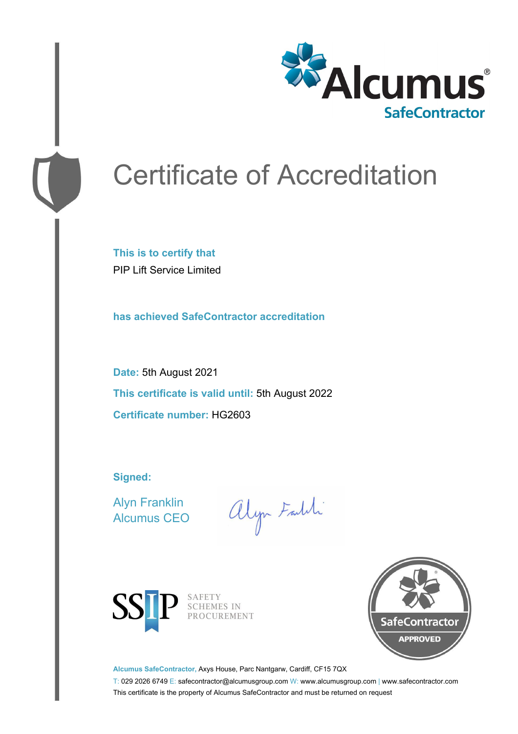# Certificate of Accreditation

**This is to certify that**

PIP Lift Service Limited

**has achieved SafeContractor accreditation**

**Date:** 5th August 2021

**This certificate is valid until:** 5th August 2022

**Certificate number:** HG2603

**Signed:**

Alyn Franklin
Alcumus CEO

SSIP SAFETY SCHEMES IN PROCUREMENT

SafeContractor APPROVED

**Alcumus SafeContractor,** Axys House, Parc Nantgarw, Cardiff, CF15 7QX

T: 029 2026 6749 E: safecontractor@alcumusgroup.com W: www.alcumusgroup.com | www.safecontractor.com

This certificate is the property of Alcumus SafeContractor and must be returned on request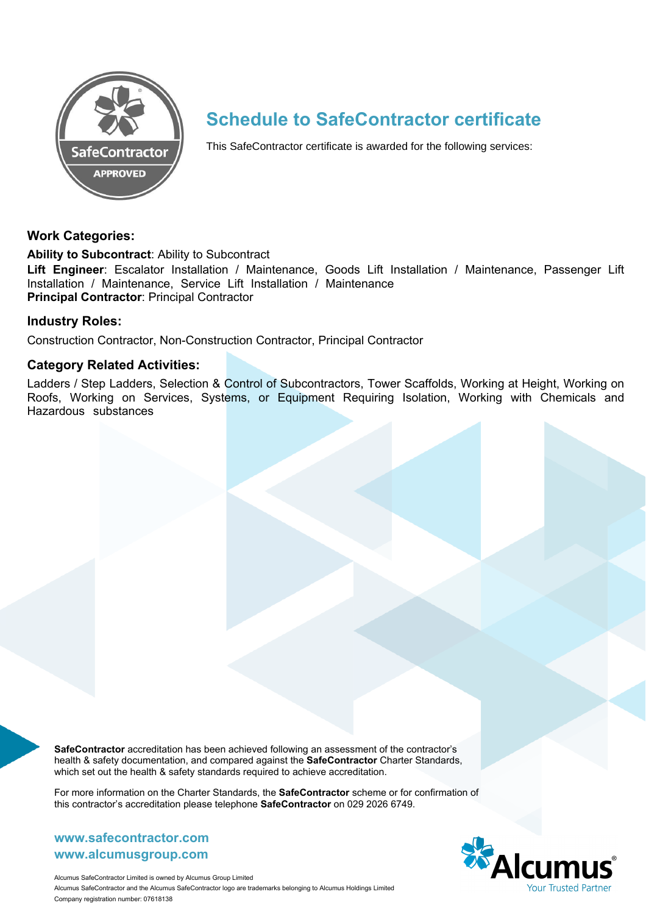# Schedule to SafeContractor certificate

This SafeContractor certificate is awarded for the following services:

## Work Categories:

**Ability to Subcontract**: Ability to Subcontract
**Lift Engineer**: Escalator Installation / Maintenance, Goods Lift Installation / Maintenance, Passenger Lift Installation / Maintenance, Service Lift Installation / Maintenance
**Principal Contractor**: Principal Contractor

## Industry Roles:

Construction Contractor, Non-Construction Contractor, Principal Contractor

## Category Related Activities:

Ladders / Step Ladders, Selection & Control of Subcontractors, Tower Scaffolds, Working at Height, Working on Roofs, Working on Services, Systems, or Equipment Requiring Isolation, Working with Chemicals and Hazardous substances

**SafeContractor** accreditation has been achieved following an assessment of the contractor's health & safety documentation, and compared against the **SafeContractor** Charter Standards, which set out the health & safety standards required to achieve accreditation.

For more information on the Charter Standards, the **SafeContractor** scheme or for confirmation of this contractor's accreditation please telephone **SafeContractor** on 029 2026 6749.

**www.safecontractor.com**
**www.alcumusgroup.com**

Alcumus SafeContractor Limited is owned by Alcumus Group Limited
Alcumus SafeContractor and the Alcumus SafeContractor logo are trademarks belonging to Alcumus Holdings Limited
Company registration number: 07618138

Alcumus®
Your Trusted Partner